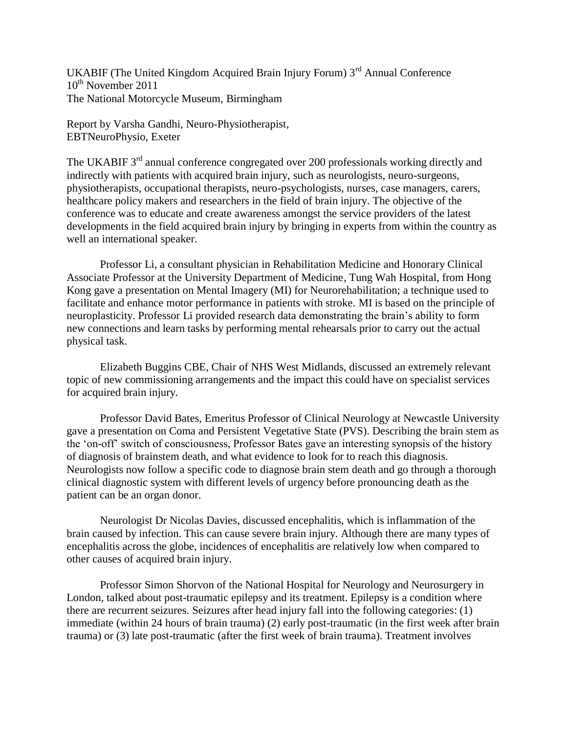UKABIF (The United Kingdom Acquired Brain Injury Forum) 3rd Annual Conference
10th November 2011
The National Motorcycle Museum, Birmingham

Report by Varsha Gandhi, Neuro-Physiotherapist,
EBTNeuroPhysio, Exeter

The UKABIF 3rd annual conference congregated over 200 professionals working directly and indirectly with patients with acquired brain injury, such as neurologists, neuro-surgeons, physiotherapists, occupational therapists, neuro-psychologists, nurses, case managers, carers, healthcare policy makers and researchers in the field of brain injury. The objective of the conference was to educate and create awareness amongst the service providers of the latest developments in the field acquired brain injury by bringing in experts from within the country as well an international speaker.

Professor Li, a consultant physician in Rehabilitation Medicine and Honorary Clinical Associate Professor at the University Department of Medicine, Tung Wah Hospital, from Hong Kong gave a presentation on Mental Imagery (MI) for Neurorehabilitation; a technique used to facilitate and enhance motor performance in patients with stroke. MI is based on the principle of neuroplasticity. Professor Li provided research data demonstrating the brain's ability to form new connections and learn tasks by performing mental rehearsals prior to carry out the actual physical task.

Elizabeth Buggins CBE, Chair of NHS West Midlands, discussed an extremely relevant topic of new commissioning arrangements and the impact this could have on specialist services for acquired brain injury.

Professor David Bates, Emeritus Professor of Clinical Neurology at Newcastle University gave a presentation on Coma and Persistent Vegetative State (PVS). Describing the brain stem as the 'on-off' switch of consciousness, Professor Bates gave an interesting synopsis of the history of diagnosis of brainstem death, and what evidence to look for to reach this diagnosis. Neurologists now follow a specific code to diagnose brain stem death and go through a thorough clinical diagnostic system with different levels of urgency before pronouncing death as the patient can be an organ donor.

Neurologist Dr Nicolas Davies, discussed encephalitis, which is inflammation of the brain caused by infection. This can cause severe brain injury. Although there are many types of encephalitis across the globe, incidences of encephalitis are relatively low when compared to other causes of acquired brain injury.

Professor Simon Shorvon of the National Hospital for Neurology and Neurosurgery in London, talked about post-traumatic epilepsy and its treatment. Epilepsy is a condition where there are recurrent seizures. Seizures after head injury fall into the following categories: (1) immediate (within 24 hours of brain trauma) (2) early post-traumatic (in the first week after brain trauma) or (3) late post-traumatic (after the first week of brain trauma). Treatment involves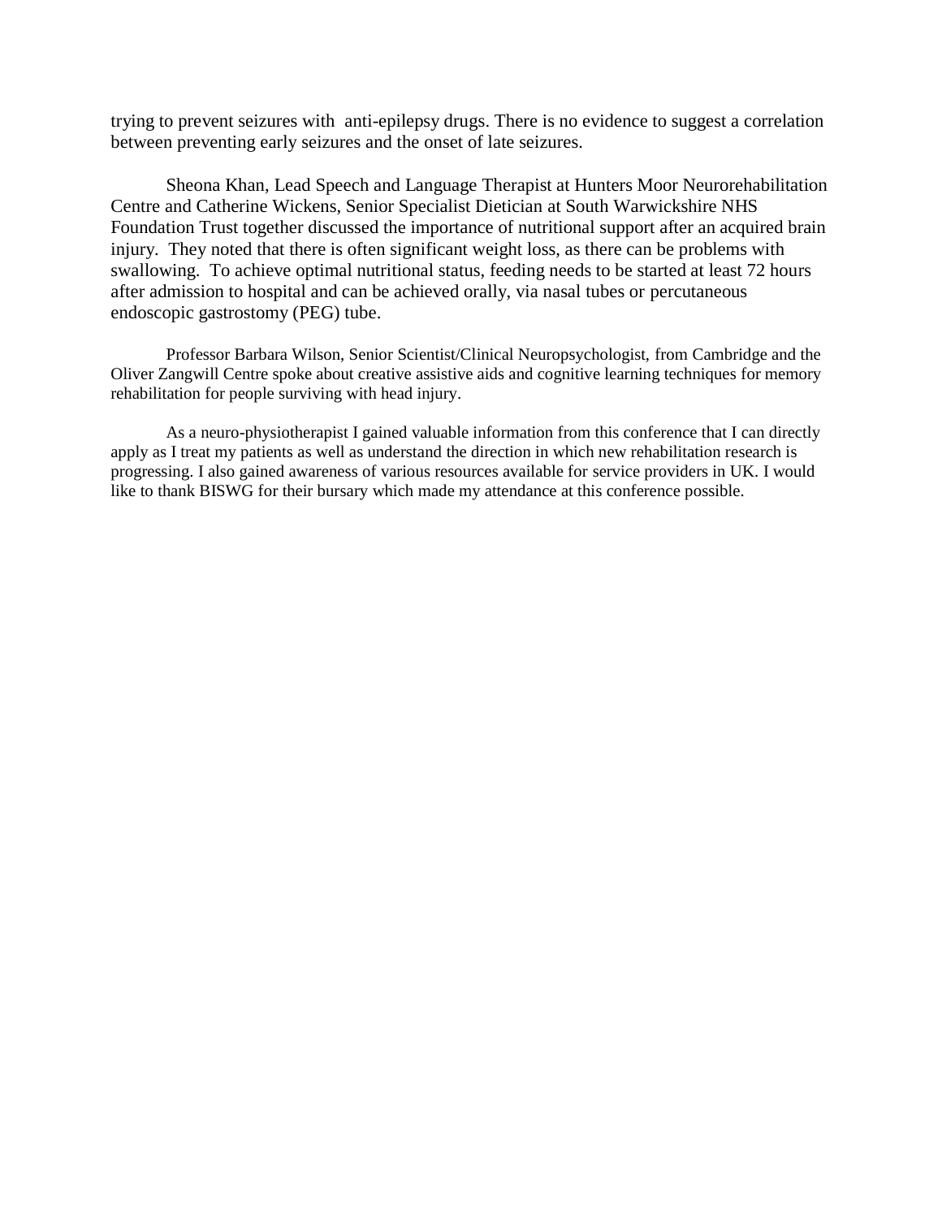trying to prevent seizures with anti-epilepsy drugs. There is no evidence to suggest a correlation between preventing early seizures and the onset of late seizures.

Sheona Khan, Lead Speech and Language Therapist at Hunters Moor Neurorehabilitation Centre and Catherine Wickens, Senior Specialist Dietician at South Warwickshire NHS Foundation Trust together discussed the importance of nutritional support after an acquired brain injury. They noted that there is often significant weight loss, as there can be problems with swallowing. To achieve optimal nutritional status, feeding needs to be started at least 72 hours after admission to hospital and can be achieved orally, via nasal tubes or percutaneous endoscopic gastrostomy (PEG) tube.

Professor Barbara Wilson, Senior Scientist/Clinical Neuropsychologist, from Cambridge and the Oliver Zangwill Centre spoke about creative assistive aids and cognitive learning techniques for memory rehabilitation for people surviving with head injury.

As a neuro-physiotherapist I gained valuable information from this conference that I can directly apply as I treat my patients as well as understand the direction in which new rehabilitation research is progressing. I also gained awareness of various resources available for service providers in UK. I would like to thank BISWG for their bursary which made my attendance at this conference possible.